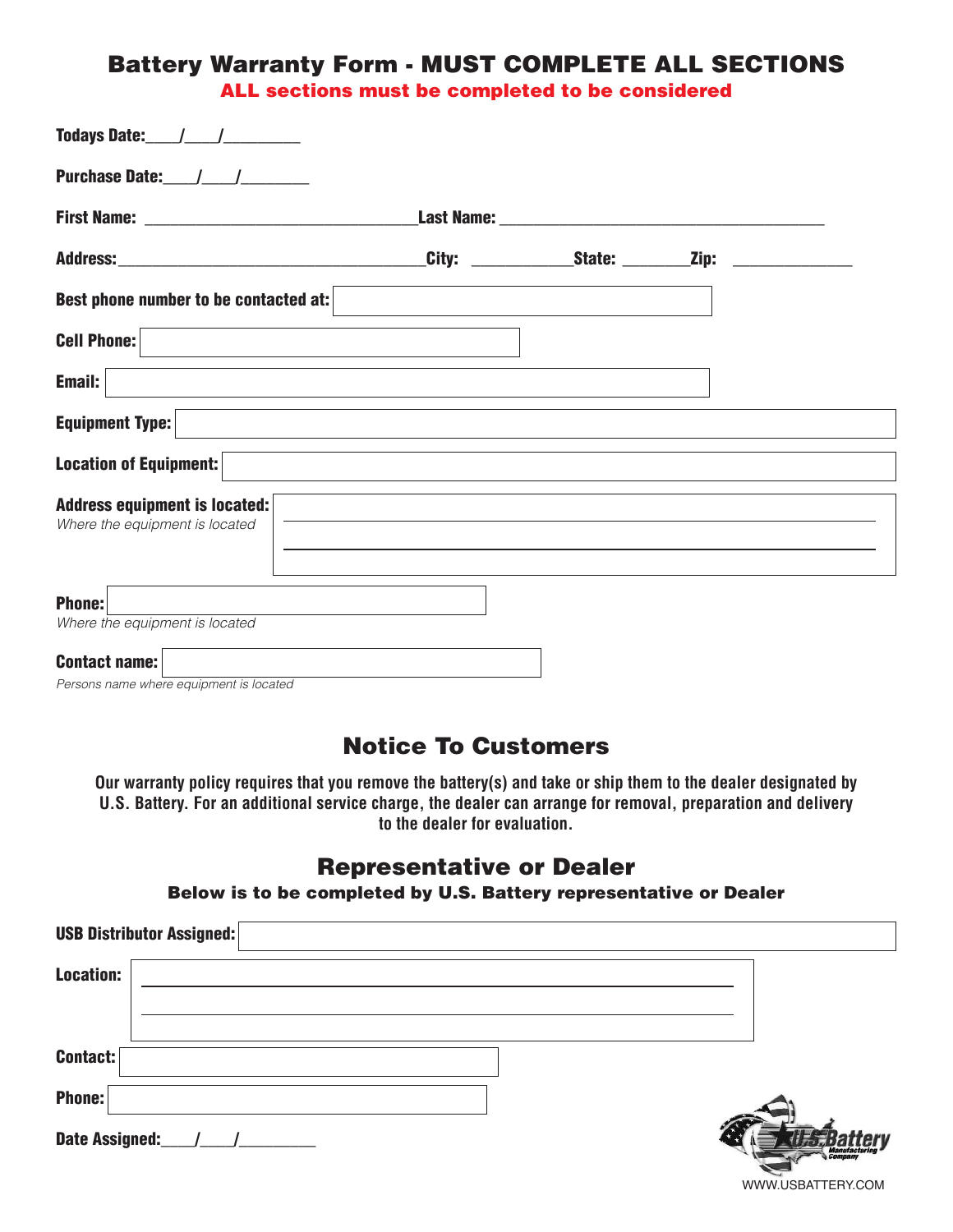# Battery Warranty Form - MUST COMPLETE ALL SECTIONS

**ALL sections must be completed to be considered**

**Todays Date:**____/____/_________

**Purchase Date:**____/____/________

**First Name:** ________________________________ **Last Name:** ______________________________________

**Address:**____________________________________ **City:** ___________ **State:** ________ **Zip:** _____________

**Best phone number to be contacted at:**

**Cell Phone:**

**Email:**

**Equipment Type:**

**Location of Equipment:**

**Address equipment is located:**
*Where the equipment is located*

**Phone:**
*Where the equipment is located*

**Contact name:**
*Persons name where equipment is located*

## Notice To Customers

**Our warranty policy requires that you remove the battery(s) and take or ship them to the dealer designated by U.S. Battery. For an additional service charge, the dealer can arrange for removal, preparation and delivery to the dealer for evaluation.**

## Representative or Dealer

**Below is to be completed by U.S. Battery representative or Dealer**

**USB Distributor Assigned:**

**Location:**

**Contact:**

**Phone:**

**Date Assigned:**____/____/_________

U.S. Battery Manufacturing Company

WWW.USBATTERY.COM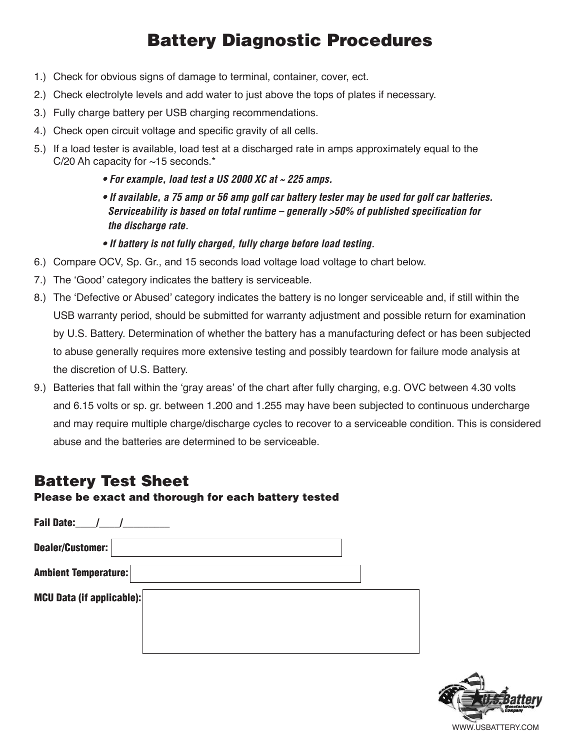# Battery Diagnostic Procedures

1.) Check for obvious signs of damage to terminal, container, cover, ect.

2.) Check electrolyte levels and add water to just above the tops of plates if necessary.

3.) Fully charge battery per USB charging recommendations.

4.) Check open circuit voltage and specific gravity of all cells.

5.) If a load tester is available, load test at a discharged rate in amps approximately equal to the C/20 Ah capacity for ~15 seconds.*

   - ***For example, load test a US 2000 XC at ~ 225 amps.***
   - ***If available, a 75 amp or 56 amp golf car battery tester may be used for golf car batteries. Serviceability is based on total runtime – generally >50% of published specification for the discharge rate.***
   - ***If battery is not fully charged, fully charge before load testing.***

6.) Compare OCV, Sp. Gr., and 15 seconds load voltage load voltage to chart below.

7.) The 'Good' category indicates the battery is serviceable.

8.) The 'Defective or Abused' category indicates the battery is no longer serviceable and, if still within the USB warranty period, should be submitted for warranty adjustment and possible return for examination by U.S. Battery. Determination of whether the battery has a manufacturing defect or has been subjected to abuse generally requires more extensive testing and possibly teardown for failure mode analysis at the discretion of U.S. Battery.

9.) Batteries that fall within the 'gray areas' of the chart after fully charging, e.g. OVC between 4.30 volts and 6.15 volts or sp. gr. between 1.200 and 1.255 may have been subjected to continuous undercharge and may require multiple charge/discharge cycles to recover to a serviceable condition. This is considered abuse and the batteries are determined to be serviceable.

## Battery Test Sheet

**Please be exact and thorough for each battery tested**

**Fail Date:**\_\_\_\_/\_\_\_\_/\_\_\_\_\_\_\_\_\_

**Dealer/Customer:**

**Ambient Temperature:**

**MCU Data (if applicable):**

WWW.USBATTERY.COM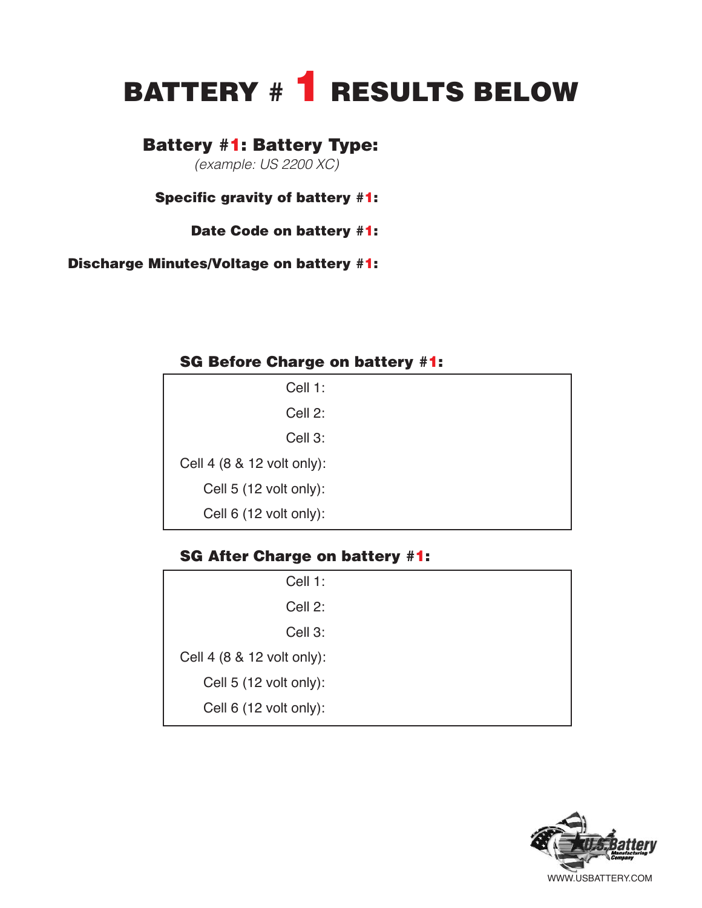# BATTERY # 1 RESULTS BELOW

**Battery #1: Battery Type:**
*(example: US 2200 XC)*

**Specific gravity of battery #1:**

**Date Code on battery #1:**

**Discharge Minutes/Voltage on battery #1:**

**SG Before Charge on battery #1:**

| | |
|---|---|
| Cell 1: | |
| Cell 2: | |
| Cell 3: | |
| Cell 4 (8 & 12 volt only): | |
| Cell 5 (12 volt only): | |
| Cell 6 (12 volt only): | |

**SG After Charge on battery #1:**

| | |
|---|---|
| Cell 1: | |
| Cell 2: | |
| Cell 3: | |
| Cell 4 (8 & 12 volt only): | |
| Cell 5 (12 volt only): | |
| Cell 6 (12 volt only): | |

U.S. Battery Manufacturing Company
WWW.USBATTERY.COM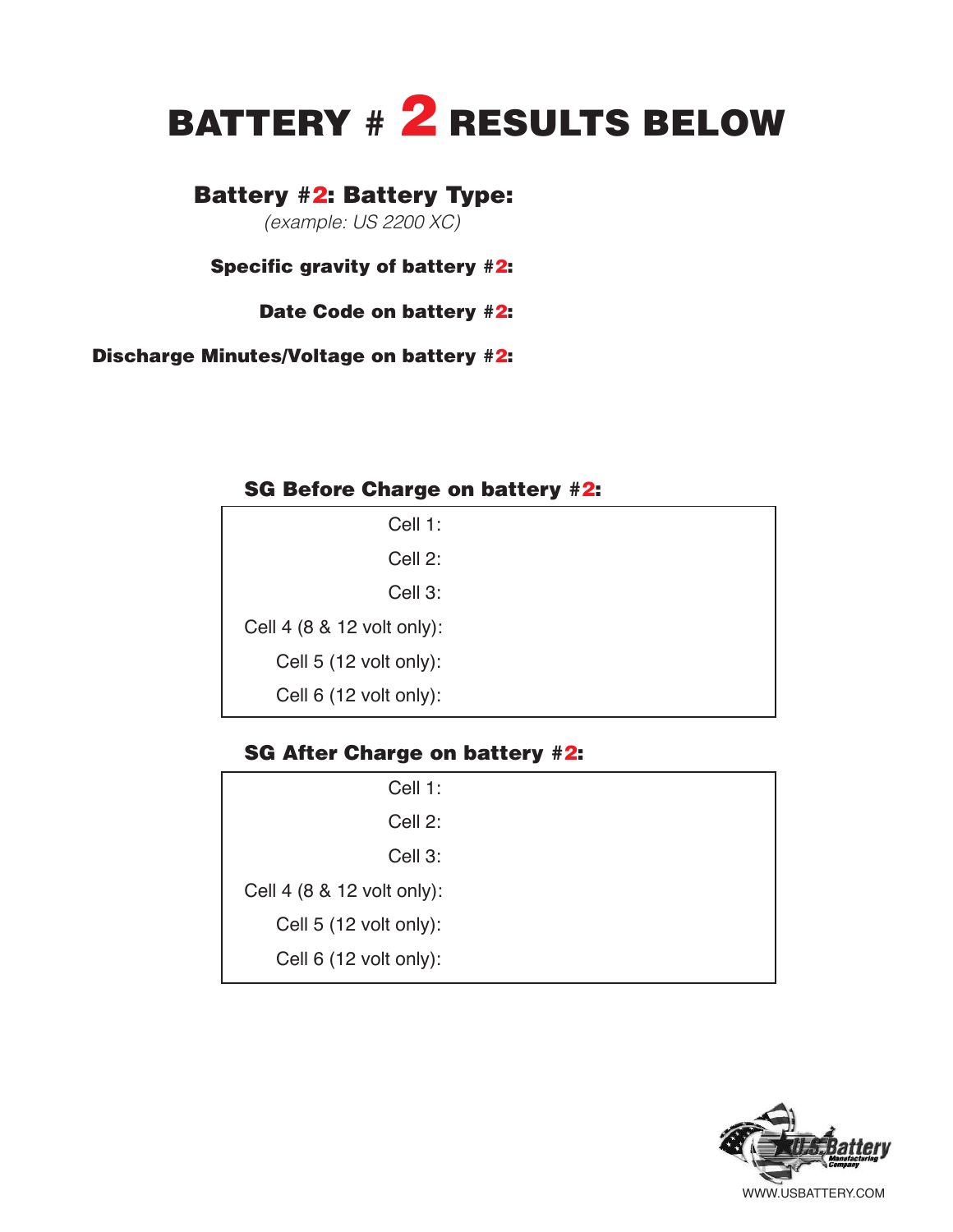# BATTERY # 2 RESULTS BELOW

**Battery #2: Battery Type:**

*(example: US 2200 XC)*

**Specific gravity of battery #2:**

**Date Code on battery #2:**

**Discharge Minutes/Voltage on battery #2:**

**SG Before Charge on battery #2:**

| | |
|---|---|
| Cell 1: | |
| Cell 2: | |
| Cell 3: | |
| Cell 4 (8 & 12 volt only): | |
| Cell 5 (12 volt only): | |
| Cell 6 (12 volt only): | |

**SG After Charge on battery #2:**

| | |
|---|---|
| Cell 1: | |
| Cell 2: | |
| Cell 3: | |
| Cell 4 (8 & 12 volt only): | |
| Cell 5 (12 volt only): | |
| Cell 6 (12 volt only): | |

U.S. Battery Manufacturing Company

WWW.USBATTERY.COM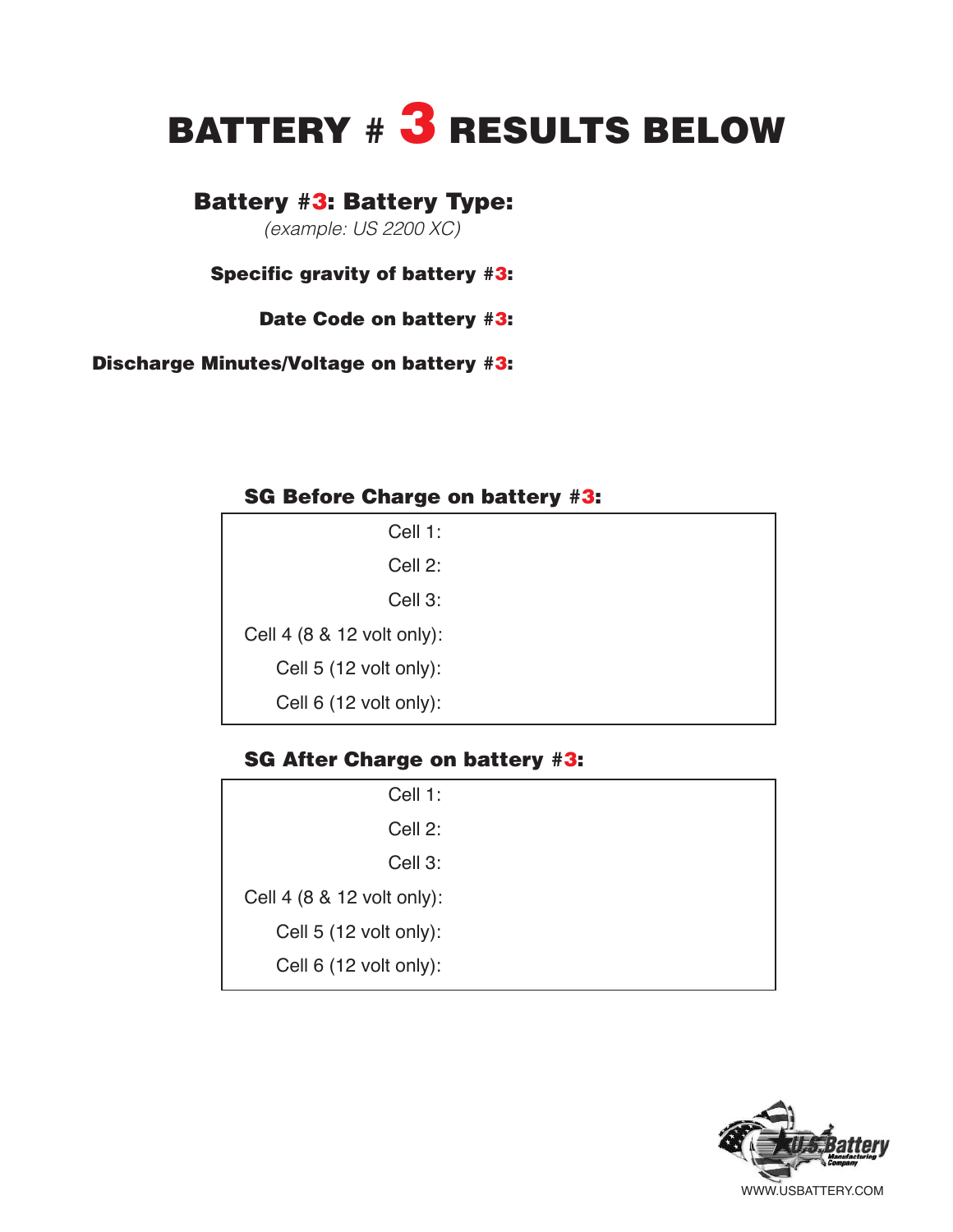# BATTERY # 3 RESULTS BELOW

**Battery #3: Battery Type:**
*(example: US 2200 XC)*

**Specific gravity of battery #3:**

**Date Code on battery #3:**

**Discharge Minutes/Voltage on battery #3:**

**SG Before Charge on battery #3:**

| | |
|---|---|
| Cell 1: | |
| Cell 2: | |
| Cell 3: | |
| Cell 4 (8 & 12 volt only): | |
| Cell 5 (12 volt only): | |
| Cell 6 (12 volt only): | |

**SG After Charge on battery #3:**

| | |
|---|---|
| Cell 1: | |
| Cell 2: | |
| Cell 3: | |
| Cell 4 (8 & 12 volt only): | |
| Cell 5 (12 volt only): | |
| Cell 6 (12 volt only): | |

U.S. Battery Manufacturing Company
WWW.USBATTERY.COM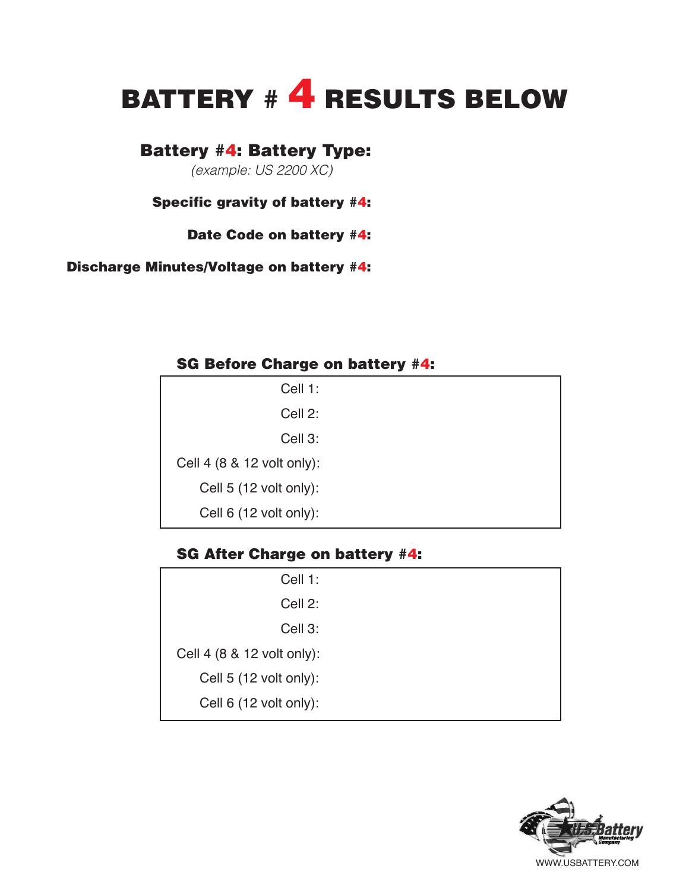# BATTERY # 4 RESULTS BELOW

**Battery #4: Battery Type:**

*(example: US 2200 XC)*

**Specific gravity of battery #4:**

**Date Code on battery #4:**

**Discharge Minutes/Voltage on battery #4:**

**SG Before Charge on battery #4:**

| | |
|---|---|
| Cell 1: | |
| Cell 2: | |
| Cell 3: | |
| Cell 4 (8 & 12 volt only): | |
| Cell 5 (12 volt only): | |
| Cell 6 (12 volt only): | |

**SG After Charge on battery #4:**

| | |
|---|---|
| Cell 1: | |
| Cell 2: | |
| Cell 3: | |
| Cell 4 (8 & 12 volt only): | |
| Cell 5 (12 volt only): | |
| Cell 6 (12 volt only): | |

U.S. Battery Manufacturing Company

WWW.USBATTERY.COM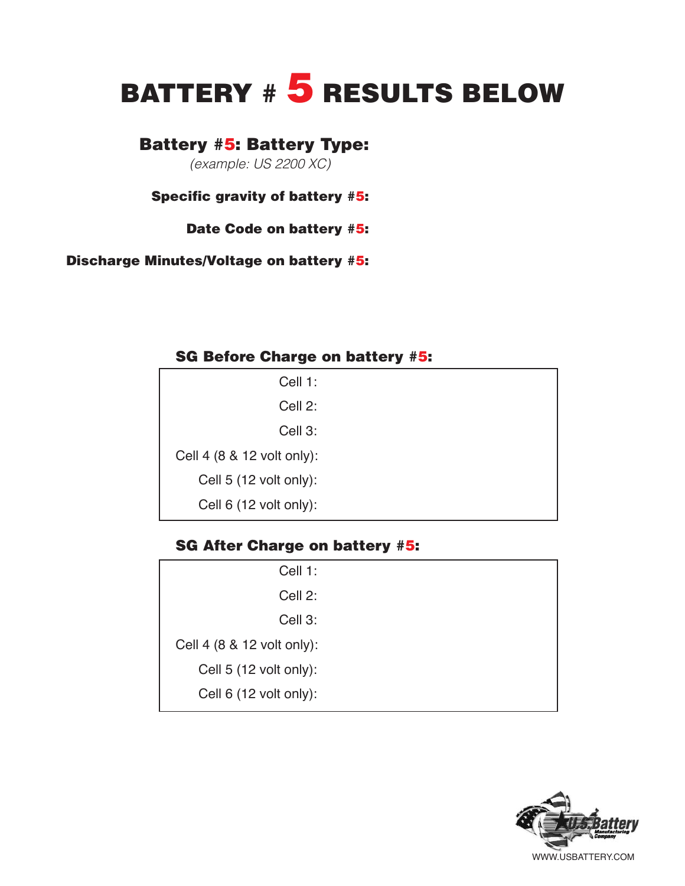# BATTERY # 5 RESULTS BELOW

**Battery #5: Battery Type:**
*(example: US 2200 XC)*

**Specific gravity of battery #5:**

**Date Code on battery #5:**

**Discharge Minutes/Voltage on battery #5:**

**SG Before Charge on battery #5:**

| | |
|---|---|
| Cell 1: | |
| Cell 2: | |
| Cell 3: | |
| Cell 4 (8 & 12 volt only): | |
| Cell 5 (12 volt only): | |
| Cell 6 (12 volt only): | |

**SG After Charge on battery #5:**

| | |
|---|---|
| Cell 1: | |
| Cell 2: | |
| Cell 3: | |
| Cell 4 (8 & 12 volt only): | |
| Cell 5 (12 volt only): | |
| Cell 6 (12 volt only): | |

U.S. Battery Manufacturing Company
WWW.USBATTERY.COM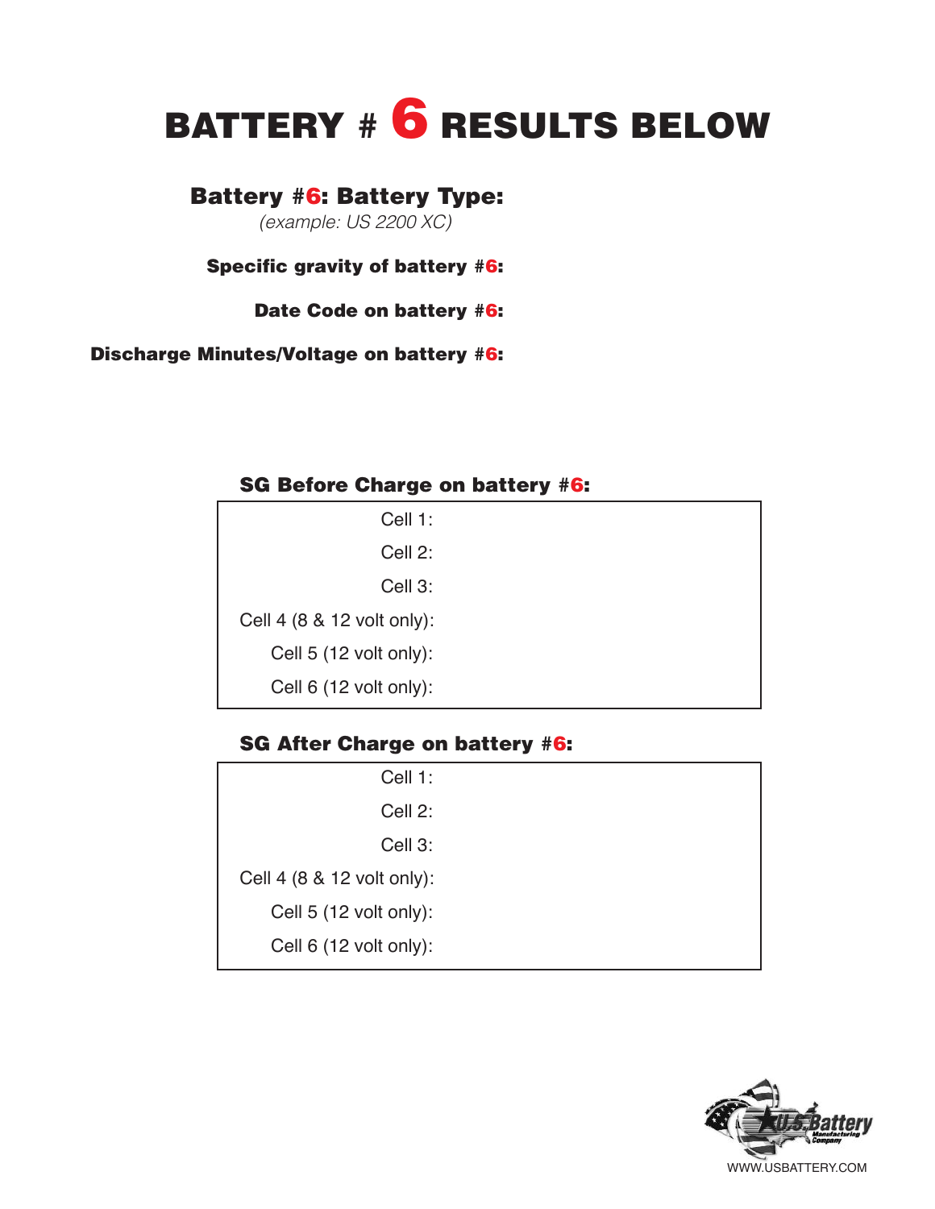# BATTERY # 6 RESULTS BELOW

**Battery #6: Battery Type:**
*(example: US 2200 XC)*

**Specific gravity of battery #6:**

**Date Code on battery #6:**

**Discharge Minutes/Voltage on battery #6:**

**SG Before Charge on battery #6:**

| | |
|---|---|
| Cell 1: | |
| Cell 2: | |
| Cell 3: | |
| Cell 4 (8 & 12 volt only): | |
| Cell 5 (12 volt only): | |
| Cell 6 (12 volt only): | |

**SG After Charge on battery #6:**

| | |
|---|---|
| Cell 1: | |
| Cell 2: | |
| Cell 3: | |
| Cell 4 (8 & 12 volt only): | |
| Cell 5 (12 volt only): | |
| Cell 6 (12 volt only): | |

U.S. Battery Manufacturing Company
WWW.USBATTERY.COM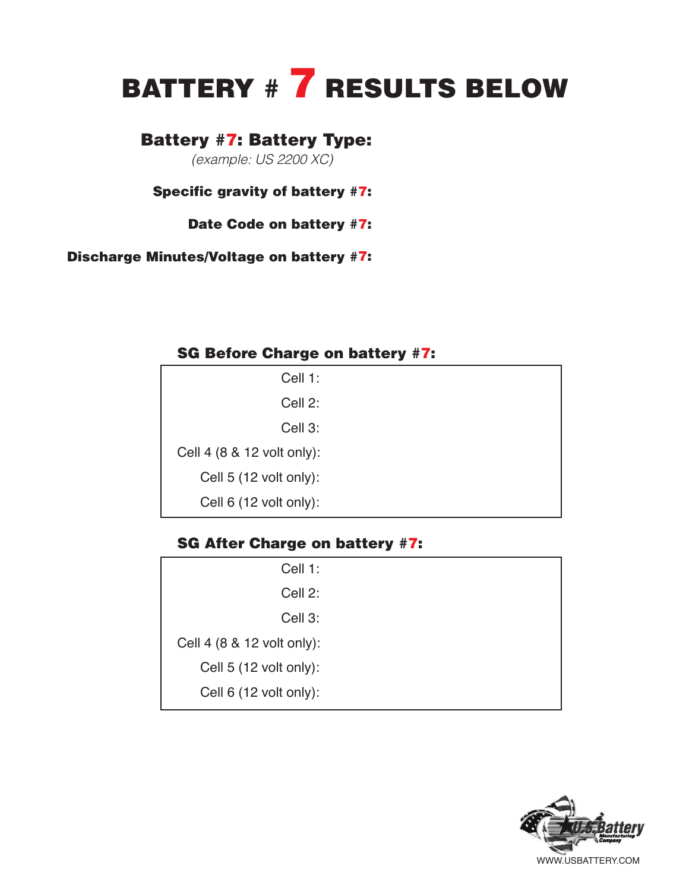# BATTERY # 7 RESULTS BELOW

**Battery #7: Battery Type:**
*(example: US 2200 XC)*

**Specific gravity of battery #7:**

**Date Code on battery #7:**

**Discharge Minutes/Voltage on battery #7:**

**SG Before Charge on battery #7:**

| |
|---|
| Cell 1: |
| Cell 2: |
| Cell 3: |
| Cell 4 (8 & 12 volt only): |
| Cell 5 (12 volt only): |
| Cell 6 (12 volt only): |

**SG After Charge on battery #7:**

| |
|---|
| Cell 1: |
| Cell 2: |
| Cell 3: |
| Cell 4 (8 & 12 volt only): |
| Cell 5 (12 volt only): |
| Cell 6 (12 volt only): |

U.S. Battery Manufacturing Company
WWW.USBATTERY.COM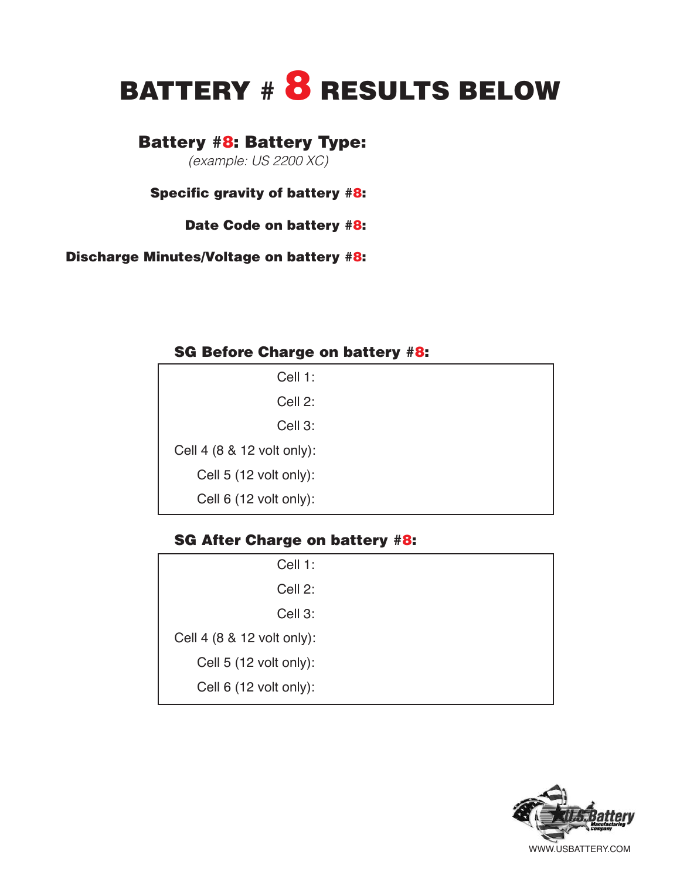# BATTERY # 8 RESULTS BELOW

**Battery #8: Battery Type:**
*(example: US 2200 XC)*

**Specific gravity of battery #8:**

**Date Code on battery #8:**

**Discharge Minutes/Voltage on battery #8:**

**SG Before Charge on battery #8:**

| | |
|---|---|
| Cell 1: | |
| Cell 2: | |
| Cell 3: | |
| Cell 4 (8 & 12 volt only): | |
| Cell 5 (12 volt only): | |
| Cell 6 (12 volt only): | |

**SG After Charge on battery #8:**

| | |
|---|---|
| Cell 1: | |
| Cell 2: | |
| Cell 3: | |
| Cell 4 (8 & 12 volt only): | |
| Cell 5 (12 volt only): | |
| Cell 6 (12 volt only): | |

WWW.USBATTERY.COM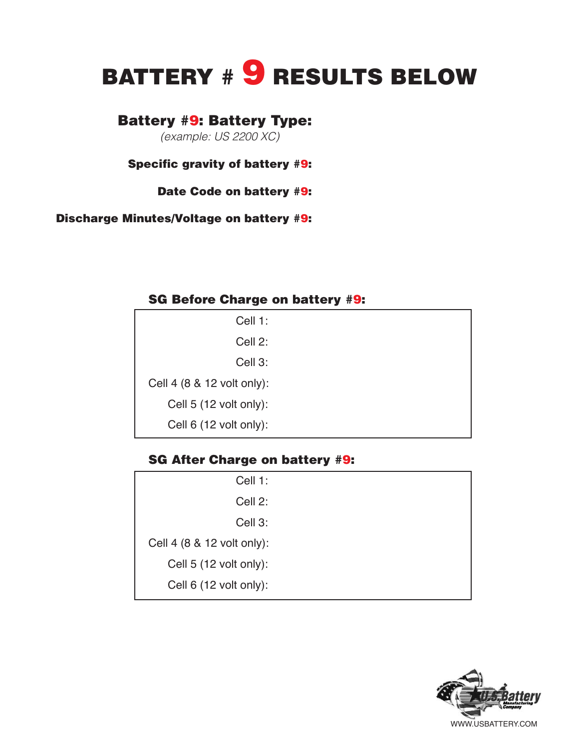# BATTERY # 9 RESULTS BELOW

**Battery #9: Battery Type:**

*(example: US 2200 XC)*

**Specific gravity of battery #9:**

**Date Code on battery #9:**

**Discharge Minutes/Voltage on battery #9:**

**SG Before Charge on battery #9:**

| | |
|---|---|
| Cell 1: | |
| Cell 2: | |
| Cell 3: | |
| Cell 4 (8 & 12 volt only): | |
| Cell 5 (12 volt only): | |
| Cell 6 (12 volt only): | |

**SG After Charge on battery #9:**

| | |
|---|---|
| Cell 1: | |
| Cell 2: | |
| Cell 3: | |
| Cell 4 (8 & 12 volt only): | |
| Cell 5 (12 volt only): | |
| Cell 6 (12 volt only): | |

U.S. Battery Manufacturing Company

WWW.USBATTERY.COM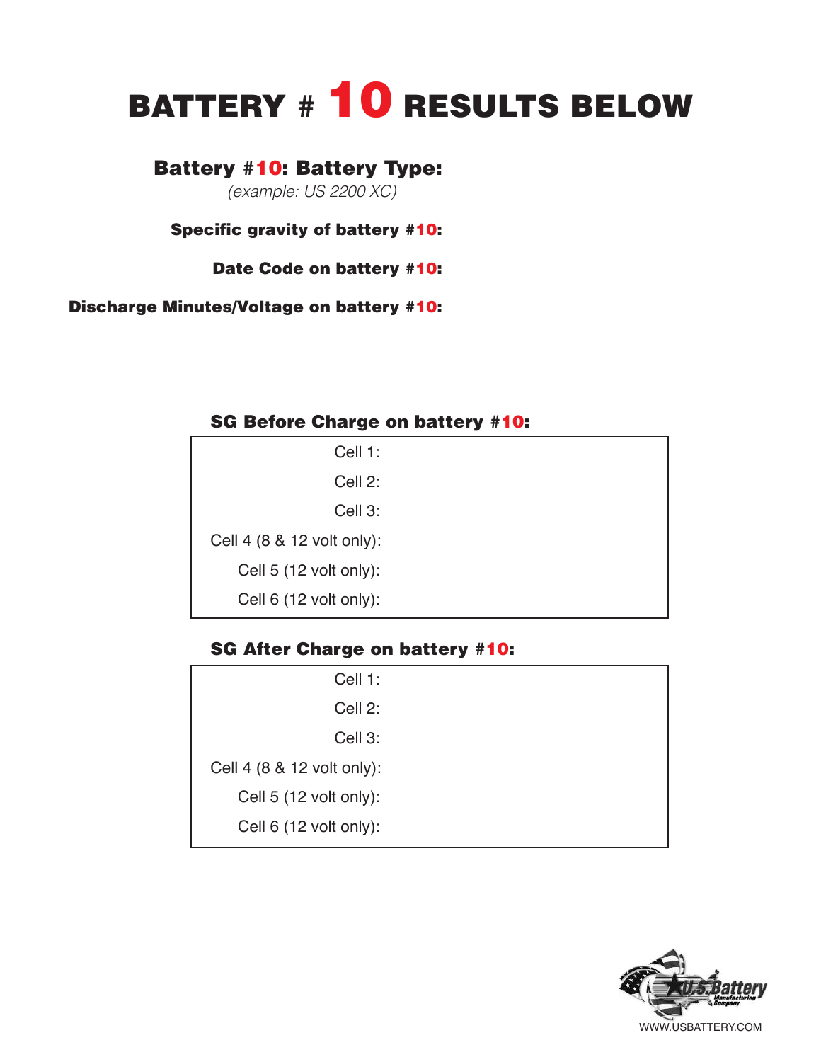# BATTERY # 10 RESULTS BELOW

**Battery #10: Battery Type:**

*(example: US 2200 XC)*

**Specific gravity of battery #10:**

**Date Code on battery #10:**

**Discharge Minutes/Voltage on battery #10:**

**SG Before Charge on battery #10:**

| | |
|---|---|
| Cell 1: | |
| Cell 2: | |
| Cell 3: | |
| Cell 4 (8 & 12 volt only): | |
| Cell 5 (12 volt only): | |
| Cell 6 (12 volt only): | |

**SG After Charge on battery #10:**

| | |
|---|---|
| Cell 1: | |
| Cell 2: | |
| Cell 3: | |
| Cell 4 (8 & 12 volt only): | |
| Cell 5 (12 volt only): | |
| Cell 6 (12 volt only): | |

U.S. Battery Manufacturing Company

WWW.USBATTERY.COM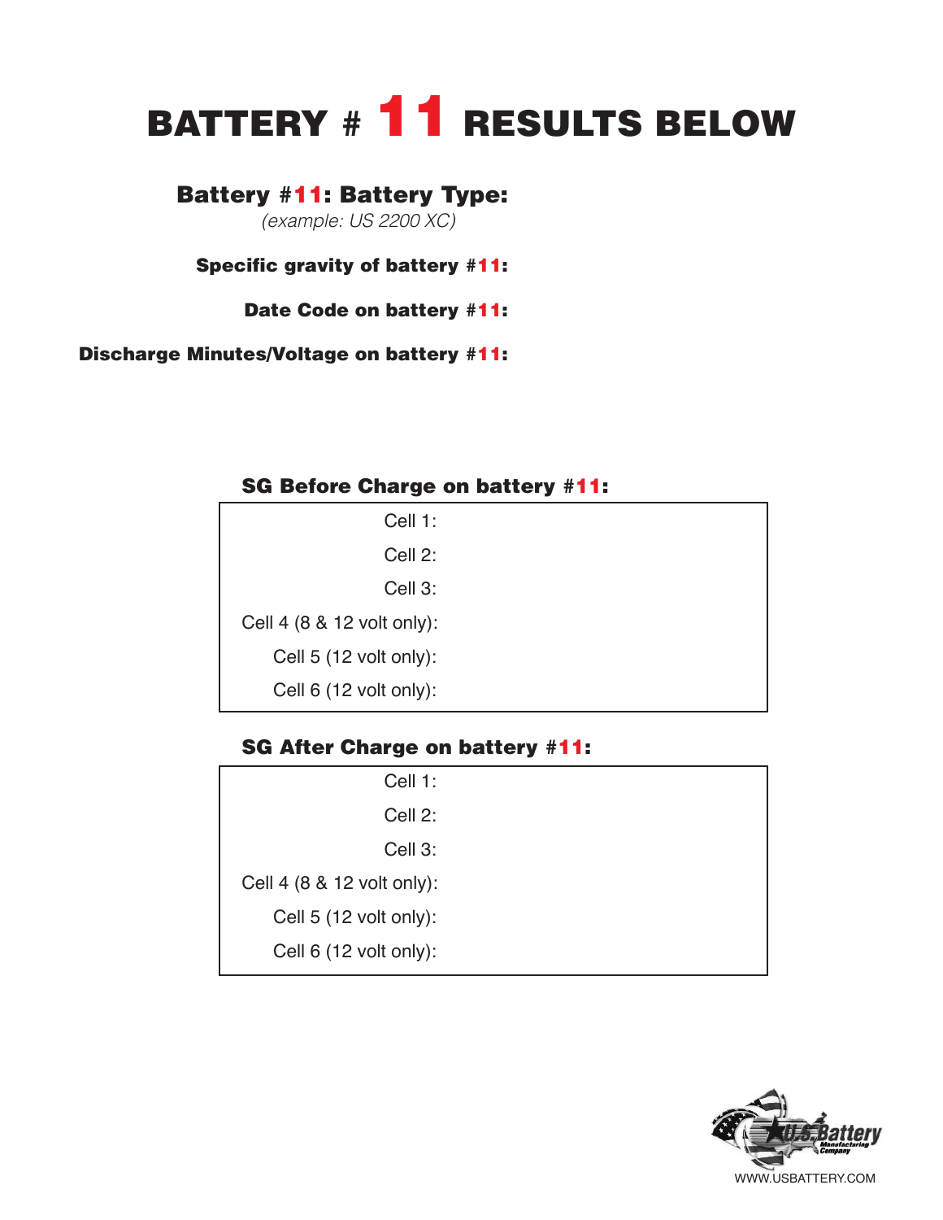# BATTERY # 11 RESULTS BELOW

**Battery #11: Battery Type:**

*(example: US 2200 XC)*

**Specific gravity of battery #11:**

**Date Code on battery #11:**

**Discharge Minutes/Voltage on battery #11:**

**SG Before Charge on battery #11:**

| |
|---|
| Cell 1: |
| Cell 2: |
| Cell 3: |
| Cell 4 (8 & 12 volt only): |
| Cell 5 (12 volt only): |
| Cell 6 (12 volt only): |

**SG After Charge on battery #11:**

| |
|---|
| Cell 1: |
| Cell 2: |
| Cell 3: |
| Cell 4 (8 & 12 volt only): |
| Cell 5 (12 volt only): |
| Cell 6 (12 volt only): |

U.S. Battery Manufacturing Company

WWW.USBATTERY.COM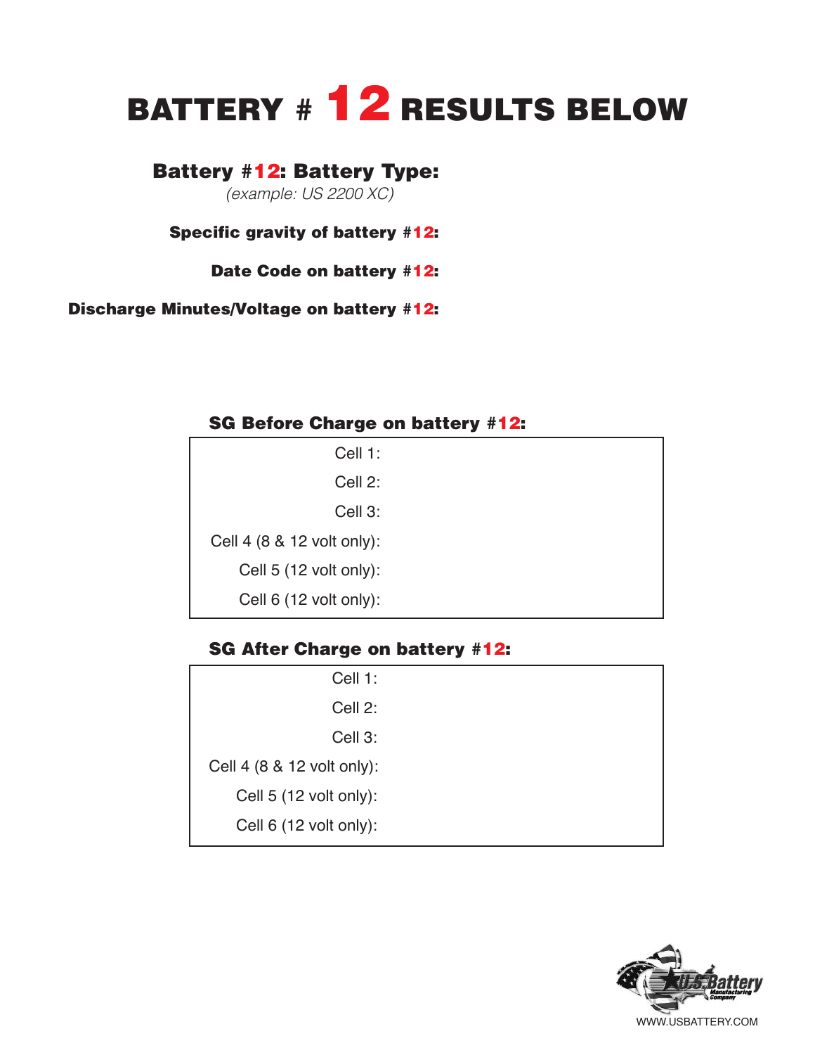# BATTERY # 12 RESULTS BELOW

**Battery #12: Battery Type:**
*(example: US 2200 XC)*

**Specific gravity of battery #12:**

**Date Code on battery #12:**

**Discharge Minutes/Voltage on battery #12:**

**SG Before Charge on battery #12:**

| | |
|---|---|
| Cell 1: | |
| Cell 2: | |
| Cell 3: | |
| Cell 4 (8 & 12 volt only): | |
| Cell 5 (12 volt only): | |
| Cell 6 (12 volt only): | |

**SG After Charge on battery #12:**

| | |
|---|---|
| Cell 1: | |
| Cell 2: | |
| Cell 3: | |
| Cell 4 (8 & 12 volt only): | |
| Cell 5 (12 volt only): | |
| Cell 6 (12 volt only): | |

U.S. Battery Manufacturing Company

WWW.USBATTERY.COM